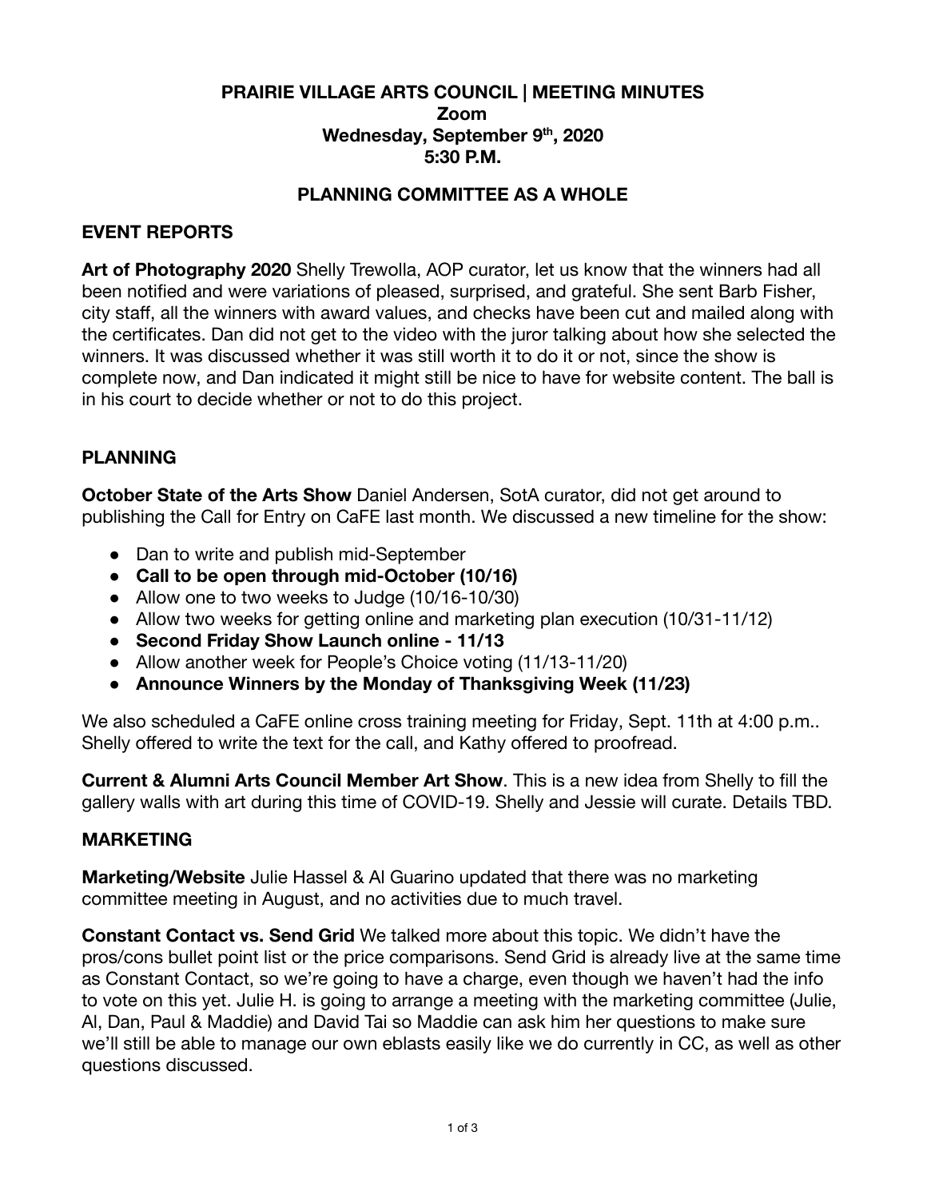# PRAIRIE VILLAGE ARTS COUNCIL | MEETING MINUTES

**Zoom**
**Wednesday, September 9th, 2020**
**5:30 P.M.**

## PLANNING COMMITTEE AS A WHOLE

### EVENT REPORTS

**Art of Photography 2020** Shelly Trewolla, AOP curator, let us know that the winners had all been notified and were variations of pleased, surprised, and grateful. She sent Barb Fisher, city staff, all the winners with award values, and checks have been cut and mailed along with the certificates. Dan did not get to the video with the juror talking about how she selected the winners. It was discussed whether it was still worth it to do it or not, since the show is complete now, and Dan indicated it might still be nice to have for website content. The ball is in his court to decide whether or not to do this project.

### PLANNING

**October State of the Arts Show** Daniel Andersen, SotA curator, did not get around to publishing the Call for Entry on CaFE last month. We discussed a new timeline for the show:

- Dan to write and publish mid-September
- **Call to be open through mid-October (10/16)**
- Allow one to two weeks to Judge (10/16-10/30)
- Allow two weeks for getting online and marketing plan execution (10/31-11/12)
- **Second Friday Show Launch online - 11/13**
- Allow another week for People's Choice voting (11/13-11/20)
- **Announce Winners by the Monday of Thanksgiving Week (11/23)**

We also scheduled a CaFE online cross training meeting for Friday, Sept. 11th at 4:00 p.m.. Shelly offered to write the text for the call, and Kathy offered to proofread.

**Current & Alumni Arts Council Member Art Show**. This is a new idea from Shelly to fill the gallery walls with art during this time of COVID-19. Shelly and Jessie will curate. Details TBD.

### MARKETING

**Marketing/Website** Julie Hassel & Al Guarino updated that there was no marketing committee meeting in August, and no activities due to much travel.

**Constant Contact vs. Send Grid** We talked more about this topic. We didn't have the pros/cons bullet point list or the price comparisons. Send Grid is already live at the same time as Constant Contact, so we're going to have a charge, even though we haven't had the info to vote on this yet. Julie H. is going to arrange a meeting with the marketing committee (Julie, Al, Dan, Paul & Maddie) and David Tai so Maddie can ask him her questions to make sure we'll still be able to manage our own eblasts easily like we do currently in CC, as well as other questions discussed.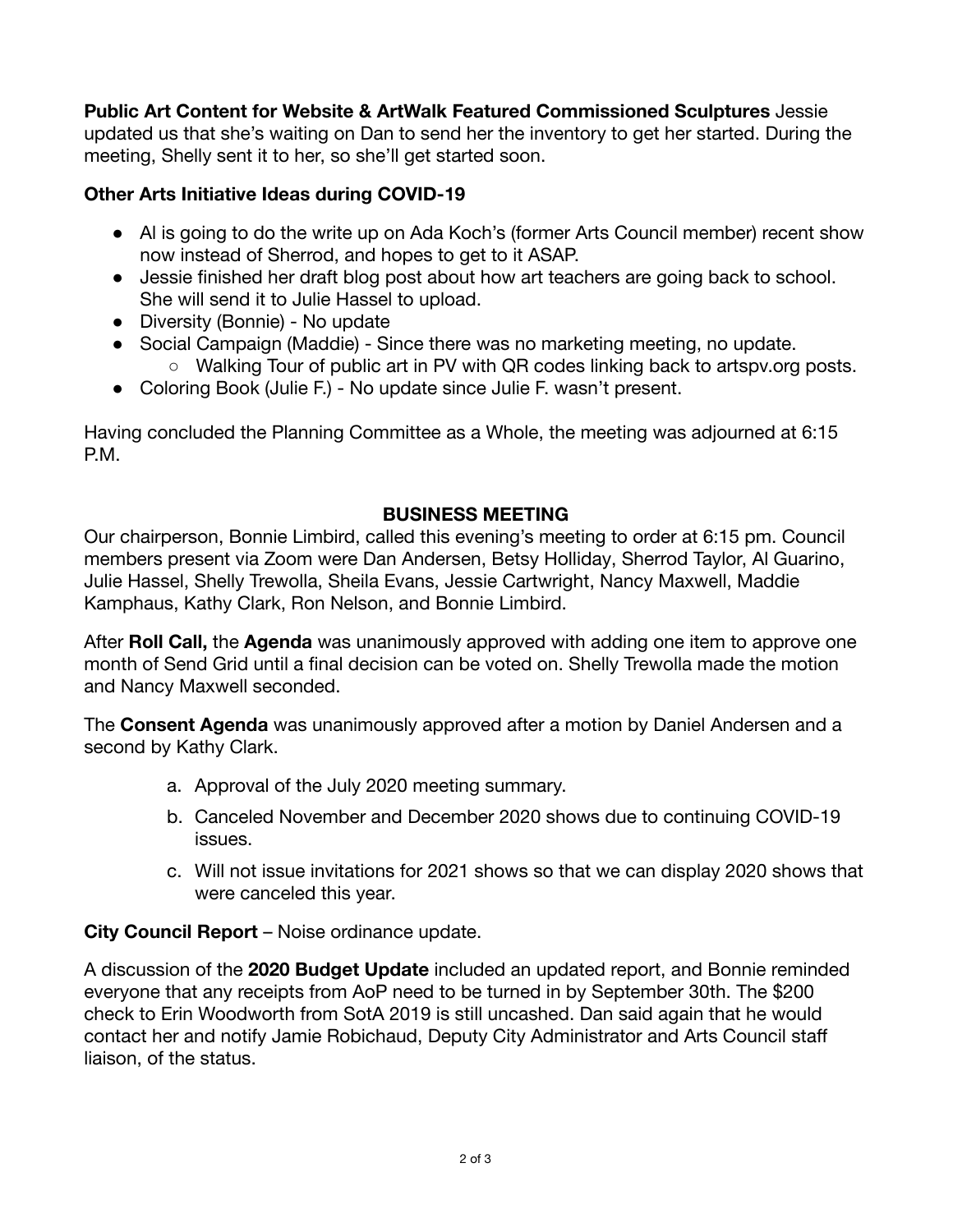**Public Art Content for Website & ArtWalk Featured Commissioned Sculptures** Jessie updated us that she's waiting on Dan to send her the inventory to get her started. During the meeting, Shelly sent it to her, so she'll get started soon.

**Other Arts Initiative Ideas during COVID-19**

- Al is going to do the write up on Ada Koch's (former Arts Council member) recent show now instead of Sherrod, and hopes to get to it ASAP.
- Jessie finished her draft blog post about how art teachers are going back to school. She will send it to Julie Hassel to upload.
- Diversity (Bonnie) - No update
- Social Campaign (Maddie) - Since there was no marketing meeting, no update.
    - Walking Tour of public art in PV with QR codes linking back to artspv.org posts.
- Coloring Book (Julie F.) - No update since Julie F. wasn't present.

Having concluded the Planning Committee as a Whole, the meeting was adjourned at 6:15 P.M.

## BUSINESS MEETING

Our chairperson, Bonnie Limbird, called this evening's meeting to order at 6:15 pm. Council members present via Zoom were Dan Andersen, Betsy Holliday, Sherrod Taylor, Al Guarino, Julie Hassel, Shelly Trewolla, Sheila Evans, Jessie Cartwright, Nancy Maxwell, Maddie Kamphaus, Kathy Clark, Ron Nelson, and Bonnie Limbird.

After **Roll Call,** the **Agenda** was unanimously approved with adding one item to approve one month of Send Grid until a final decision can be voted on. Shelly Trewolla made the motion and Nancy Maxwell seconded.

The **Consent Agenda** was unanimously approved after a motion by Daniel Andersen and a second by Kathy Clark.

a. Approval of the July 2020 meeting summary.
b. Canceled November and December 2020 shows due to continuing COVID-19 issues.
c. Will not issue invitations for 2021 shows so that we can display 2020 shows that were canceled this year.

**City Council Report** – Noise ordinance update.

A discussion of the **2020 Budget Update** included an updated report, and Bonnie reminded everyone that any receipts from AoP need to be turned in by September 30th. The $200 check to Erin Woodworth from SotA 2019 is still uncashed. Dan said again that he would contact her and notify Jamie Robichaud, Deputy City Administrator and Arts Council staff liaison, of the status.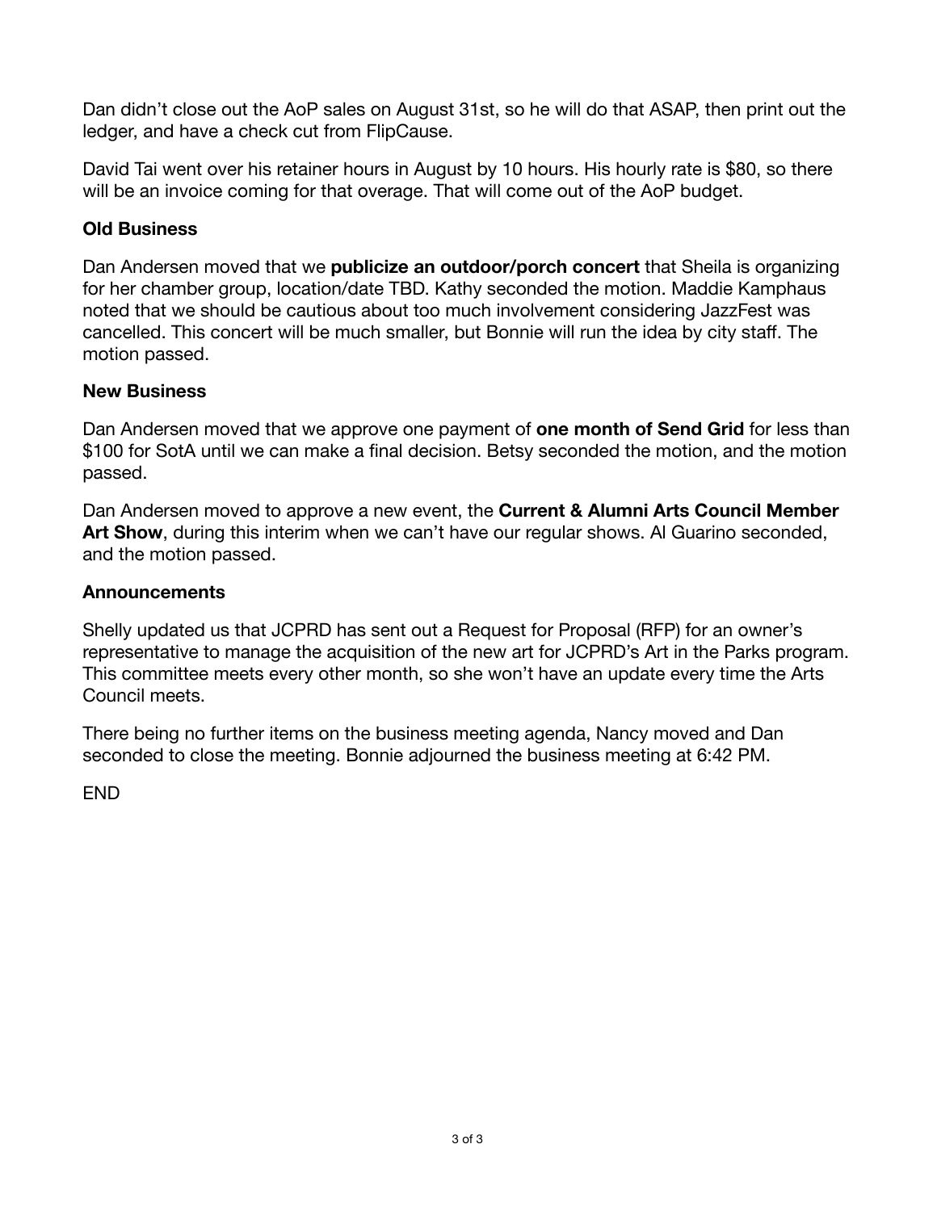Dan didn't close out the AoP sales on August 31st, so he will do that ASAP, then print out the ledger, and have a check cut from FlipCause.

David Tai went over his retainer hours in August by 10 hours. His hourly rate is $80, so there will be an invoice coming for that overage. That will come out of the AoP budget.

### Old Business

Dan Andersen moved that we **publicize an outdoor/porch concert** that Sheila is organizing for her chamber group, location/date TBD. Kathy seconded the motion. Maddie Kamphaus noted that we should be cautious about too much involvement considering JazzFest was cancelled. This concert will be much smaller, but Bonnie will run the idea by city staff. The motion passed.

### New Business

Dan Andersen moved that we approve one payment of **one month of Send Grid** for less than $100 for SotA until we can make a final decision. Betsy seconded the motion, and the motion passed.

Dan Andersen moved to approve a new event, the **Current & Alumni Arts Council Member Art Show**, during this interim when we can't have our regular shows. Al Guarino seconded, and the motion passed.

### Announcements

Shelly updated us that JCPRD has sent out a Request for Proposal (RFP) for an owner's representative to manage the acquisition of the new art for JCPRD's Art in the Parks program. This committee meets every other month, so she won't have an update every time the Arts Council meets.

There being no further items on the business meeting agenda, Nancy moved and Dan seconded to close the meeting. Bonnie adjourned the business meeting at 6:42 PM.

END